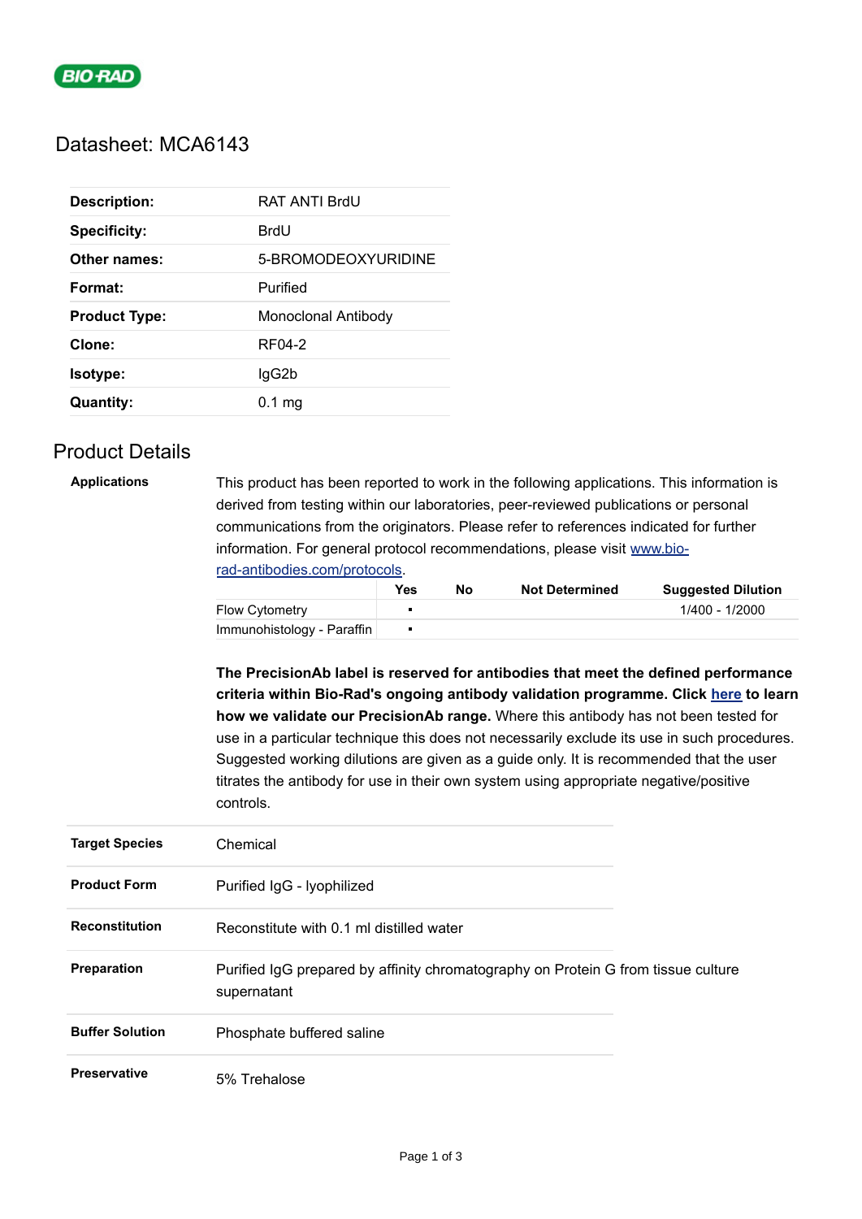# Datasheet: MCA6143

| | |
|---|---|
| **Description:** | RAT ANTI BrdU |
| **Specificity:** | BrdU |
| **Other names:** | 5-BROMODEOXYURIDINE |
| **Format:** | Purified |
| **Product Type:** | Monoclonal Antibody |
| **Clone:** | RF04-2 |
| **Isotype:** | IgG2b |
| **Quantity:** | 0.1 mg |

## Product Details

**Applications**

This product has been reported to work in the following applications. This information is derived from testing within our laboratories, peer-reviewed publications or personal communications from the originators. Please refer to references indicated for further information. For general protocol recommendations, please visit www.bio-rad-antibodies.com/protocols.

| | Yes | No | Not Determined | Suggested Dilution |
|---|---|---|---|---|
| Flow Cytometry | ▪ | | | 1/400 - 1/2000 |
| Immunohistology - Paraffin | ▪ | | | |

**The PrecisionAb label is reserved for antibodies that meet the defined performance criteria within Bio-Rad's ongoing antibody validation programme. Click here to learn how we validate our PrecisionAb range.** Where this antibody has not been tested for use in a particular technique this does not necessarily exclude its use in such procedures. Suggested working dilutions are given as a guide only. It is recommended that the user titrates the antibody for use in their own system using appropriate negative/positive controls.

| | |
|---|---|
| **Target Species** | Chemical |
| **Product Form** | Purified IgG - lyophilized |
| **Reconstitution** | Reconstitute with 0.1 ml distilled water |
| **Preparation** | Purified IgG prepared by affinity chromatography on Protein G from tissue culture supernatant |
| **Buffer Solution** | Phosphate buffered saline |
| **Preservative** | 5% Trehalose |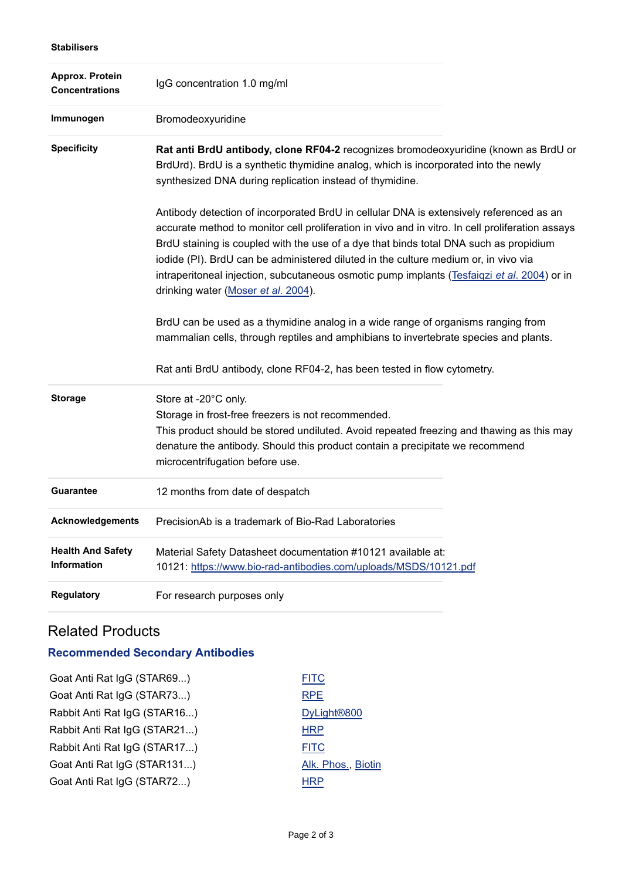| | |
|---|---|
| **Stabilisers** | |
| **Approx. Protein Concentrations** | IgG concentration 1.0 mg/ml |
| **Immunogen** | Bromodeoxyuridine |
| **Specificity** | **Rat anti BrdU antibody, clone RF04-2** recognizes bromodeoxyuridine (known as BrdU or BrdUrd). BrdU is a synthetic thymidine analog, which is incorporated into the newly synthesized DNA during replication instead of thymidine.<br><br>Antibody detection of incorporated BrdU in cellular DNA is extensively referenced as an accurate method to monitor cell proliferation in vivo and in vitro. In cell proliferation assays BrdU staining is coupled with the use of a dye that binds total DNA such as propidium iodide (PI). BrdU can be administered diluted in the culture medium or, in vivo via intraperitoneal injection, subcutaneous osmotic pump implants (Tesfaigzi *et al.* 2004) or in drinking water (Moser *et al.* 2004).<br><br>BrdU can be used as a thymidine analog in a wide range of organisms ranging from mammalian cells, through reptiles and amphibians to invertebrate species and plants.<br><br>Rat anti BrdU antibody, clone RF04-2, has been tested in flow cytometry. |
| **Storage** | Store at -20°C only.<br>Storage in frost-free freezers is not recommended.<br>This product should be stored undiluted. Avoid repeated freezing and thawing as this may denature the antibody. Should this product contain a precipitate we recommend microcentrifugation before use. |
| **Guarantee** | 12 months from date of despatch |
| **Acknowledgements** | PrecisionAb is a trademark of Bio-Rad Laboratories |
| **Health And Safety Information** | Material Safety Datasheet documentation #10121 available at:<br>10121: https://www.bio-rad-antibodies.com/uploads/MSDS/10121.pdf |
| **Regulatory** | For research purposes only |

## Related Products

### Recommended Secondary Antibodies

| | |
|---|---|
| Goat Anti Rat IgG (STAR69...) | FITC |
| Goat Anti Rat IgG (STAR73...) | RPE |
| Rabbit Anti Rat IgG (STAR16...) | DyLight®800 |
| Rabbit Anti Rat IgG (STAR21...) | HRP |
| Rabbit Anti Rat IgG (STAR17...) | FITC |
| Goat Anti Rat IgG (STAR131...) | Alk. Phos., Biotin |
| Goat Anti Rat IgG (STAR72...) | HRP |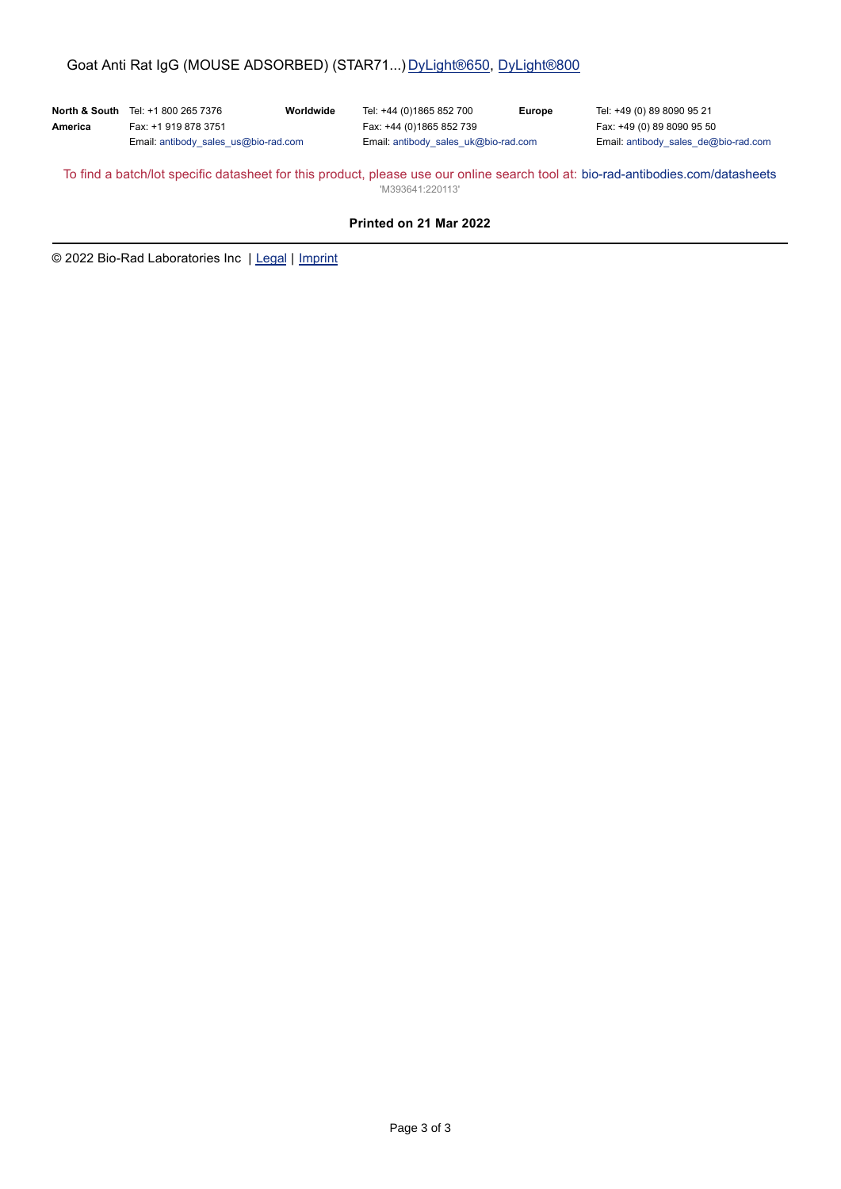Goat Anti Rat IgG (MOUSE ADSORBED) (STAR71...) DyLight®650, DyLight®800

| | | | | | |
|---|---|---|---|---|---|
| **North & South America** | Tel: +1 800 265 7376<br>Fax: +1 919 878 3751<br>Email: antibody_sales_us@bio-rad.com | **Worldwide** | Tel: +44 (0)1865 852 700<br>Fax: +44 (0)1865 852 739<br>Email: antibody_sales_uk@bio-rad.com | **Europe** | Tel: +49 (0) 89 8090 95 21<br>Fax: +49 (0) 89 8090 95 50<br>Email: antibody_sales_de@bio-rad.com |

To find a batch/lot specific datasheet for this product, please use our online search tool at: bio-rad-antibodies.com/datasheets

'M393641:220113'

**Printed on 21 Mar 2022**

© 2022 Bio-Rad Laboratories Inc | Legal | Imprint